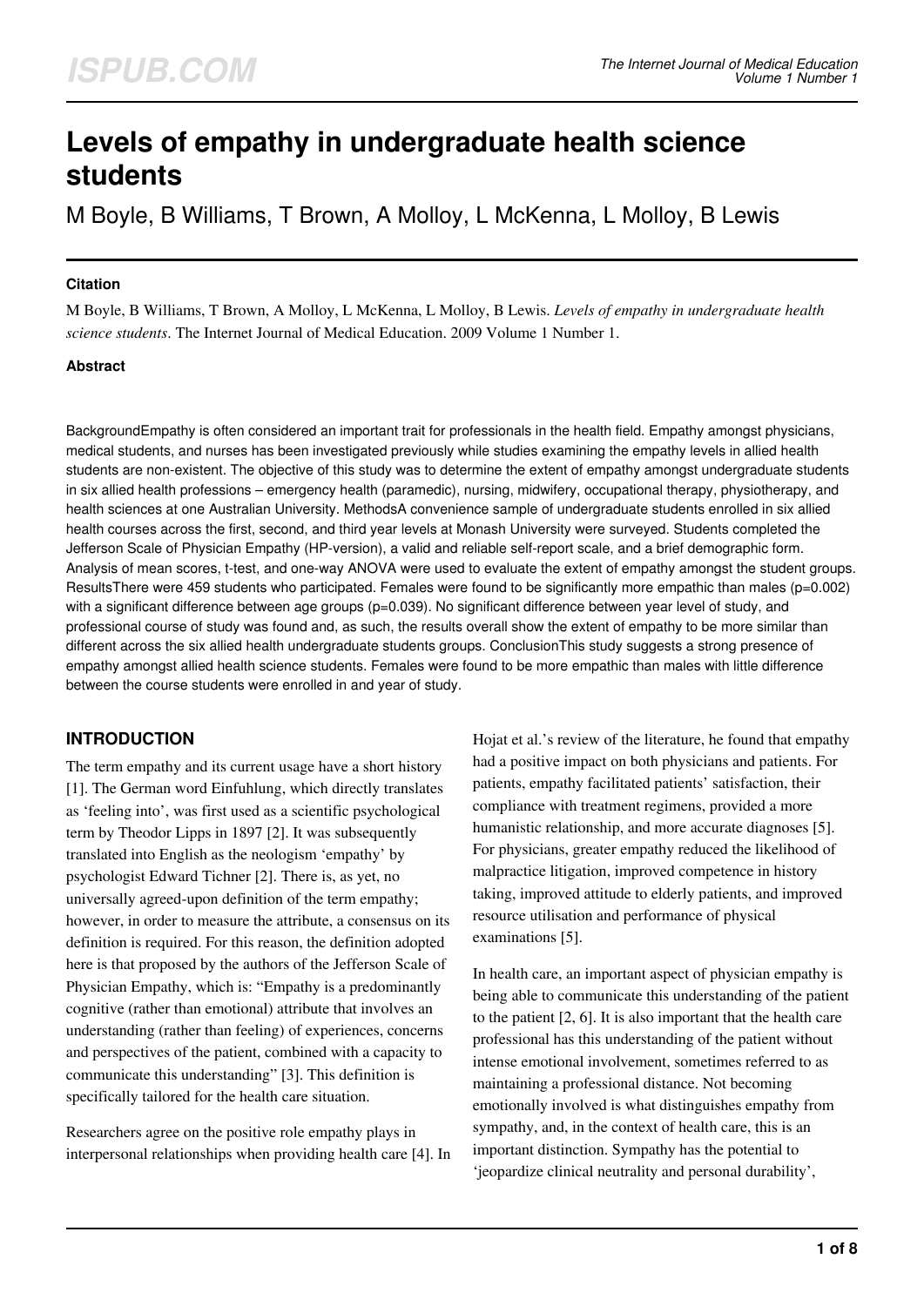# Levels of empathy in undergraduate health science students

M Boyle, B Williams, T Brown, A Molloy, L McKenna, L Molloy, B Lewis

## Citation

M Boyle, B Williams, T Brown, A Molloy, L McKenna, L Molloy, B Lewis. *Levels of empathy in undergraduate health science students*. The Internet Journal of Medical Education. 2009 Volume 1 Number 1.

## Abstract

BackgroundEmpathy is often considered an important trait for professionals in the health field. Empathy amongst physicians, medical students, and nurses has been investigated previously while studies examining the empathy levels in allied health students are non-existent. The objective of this study was to determine the extent of empathy amongst undergraduate students in six allied health professions – emergency health (paramedic), nursing, midwifery, occupational therapy, physiotherapy, and health sciences at one Australian University. MethodsA convenience sample of undergraduate students enrolled in six allied health courses across the first, second, and third year levels at Monash University were surveyed. Students completed the Jefferson Scale of Physician Empathy (HP-version), a valid and reliable self-report scale, and a brief demographic form. Analysis of mean scores, t-test, and one-way ANOVA were used to evaluate the extent of empathy amongst the student groups. ResultsThere were 459 students who participated. Females were found to be significantly more empathic than males (p=0.002) with a significant difference between age groups (p=0.039). No significant difference between year level of study, and professional course of study was found and, as such, the results overall show the extent of empathy to be more similar than different across the six allied health undergraduate students groups. ConclusionThis study suggests a strong presence of empathy amongst allied health science students. Females were found to be more empathic than males with little difference between the course students were enrolled in and year of study.

## INTRODUCTION

The term empathy and its current usage have a short history [1]. The German word Einfuhlung, which directly translates as 'feeling into', was first used as a scientific psychological term by Theodor Lipps in 1897 [2]. It was subsequently translated into English as the neologism 'empathy' by psychologist Edward Tichner [2]. There is, as yet, no universally agreed-upon definition of the term empathy; however, in order to measure the attribute, a consensus on its definition is required. For this reason, the definition adopted here is that proposed by the authors of the Jefferson Scale of Physician Empathy, which is: "Empathy is a predominantly cognitive (rather than emotional) attribute that involves an understanding (rather than feeling) of experiences, concerns and perspectives of the patient, combined with a capacity to communicate this understanding" [3]. This definition is specifically tailored for the health care situation.

Researchers agree on the positive role empathy plays in interpersonal relationships when providing health care [4]. In Hojat et al.'s review of the literature, he found that empathy had a positive impact on both physicians and patients. For patients, empathy facilitated patients' satisfaction, their compliance with treatment regimens, provided a more humanistic relationship, and more accurate diagnoses [5]. For physicians, greater empathy reduced the likelihood of malpractice litigation, improved competence in history taking, improved attitude to elderly patients, and improved resource utilisation and performance of physical examinations [5].

In health care, an important aspect of physician empathy is being able to communicate this understanding of the patient to the patient [2, 6]. It is also important that the health care professional has this understanding of the patient without intense emotional involvement, sometimes referred to as maintaining a professional distance. Not becoming emotionally involved is what distinguishes empathy from sympathy, and, in the context of health care, this is an important distinction. Sympathy has the potential to 'jeopardize clinical neutrality and personal durability',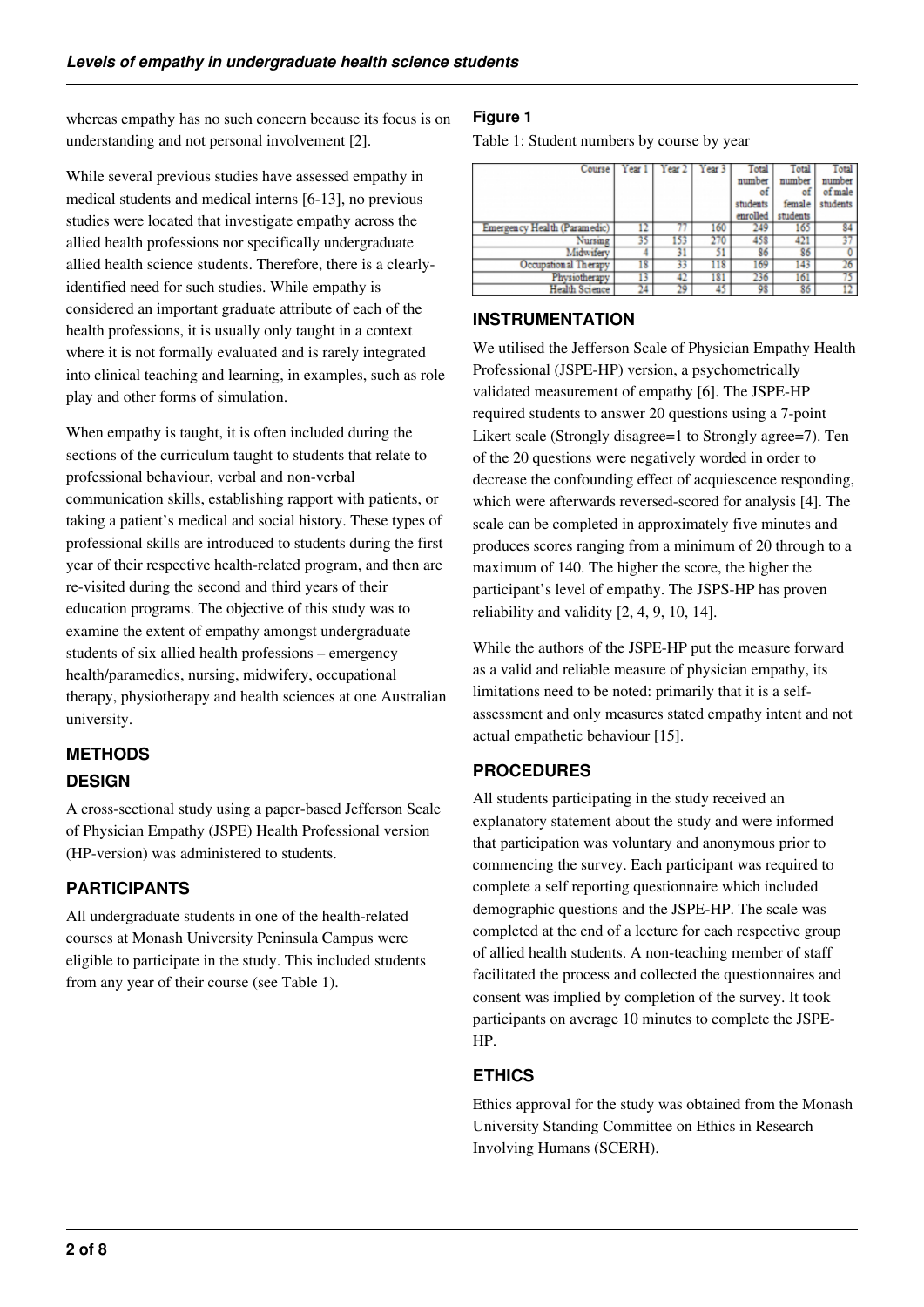whereas empathy has no such concern because its focus is on understanding and not personal involvement [2].

While several previous studies have assessed empathy in medical students and medical interns [6-13], no previous studies were located that investigate empathy across the allied health professions nor specifically undergraduate allied health science students. Therefore, there is a clearly-identified need for such studies. While empathy is considered an important graduate attribute of each of the health professions, it is usually only taught in a context where it is not formally evaluated and is rarely integrated into clinical teaching and learning, in examples, such as role play and other forms of simulation.

When empathy is taught, it is often included during the sections of the curriculum taught to students that relate to professional behaviour, verbal and non-verbal communication skills, establishing rapport with patients, or taking a patient's medical and social history. These types of professional skills are introduced to students during the first year of their respective health-related program, and then are re-visited during the second and third years of their education programs. The objective of this study was to examine the extent of empathy amongst undergraduate students of six allied health professions – emergency health/paramedics, nursing, midwifery, occupational therapy, physiotherapy and health sciences at one Australian university.

## METHODS

### DESIGN

A cross-sectional study using a paper-based Jefferson Scale of Physician Empathy (JSPE) Health Professional version (HP-version) was administered to students.

### PARTICIPANTS

All undergraduate students in one of the health-related courses at Monash University Peninsula Campus were eligible to participate in the study. This included students from any year of their course (see Table 1).

**Figure 1**

Table 1: Student numbers by course by year

| Course | Year 1 | Year 2 | Year 3 | Total number of students enrolled | Total number of female students | Total number of male students |
|---|---|---|---|---|---|---|
| Emergency Health (Paramedic) | 12 | 77 | 160 | 249 | 165 | 84 |
| Nursing | 35 | 153 | 270 | 458 | 421 | 37 |
| Midwifery | 4 | 31 | 51 | 86 | 86 | 0 |
| Occupational Therapy | 18 | 33 | 118 | 169 | 143 | 26 |
| Physiotherapy | 13 | 42 | 181 | 236 | 161 | 75 |
| Health Science | 24 | 29 | 45 | 98 | 86 | 12 |

### INSTRUMENTATION

We utilised the Jefferson Scale of Physician Empathy Health Professional (JSPE-HP) version, a psychometrically validated measurement of empathy [6]. The JSPE-HP required students to answer 20 questions using a 7-point Likert scale (Strongly disagree=1 to Strongly agree=7). Ten of the 20 questions were negatively worded in order to decrease the confounding effect of acquiescence responding, which were afterwards reversed-scored for analysis [4]. The scale can be completed in approximately five minutes and produces scores ranging from a minimum of 20 through to a maximum of 140. The higher the score, the higher the participant's level of empathy. The JSPS-HP has proven reliability and validity [2, 4, 9, 10, 14].

While the authors of the JSPE-HP put the measure forward as a valid and reliable measure of physician empathy, its limitations need to be noted: primarily that it is a self-assessment and only measures stated empathy intent and not actual empathetic behaviour [15].

### PROCEDURES

All students participating in the study received an explanatory statement about the study and were informed that participation was voluntary and anonymous prior to commencing the survey. Each participant was required to complete a self reporting questionnaire which included demographic questions and the JSPE-HP. The scale was completed at the end of a lecture for each respective group of allied health students. A non-teaching member of staff facilitated the process and collected the questionnaires and consent was implied by completion of the survey. It took participants on average 10 minutes to complete the JSPE-HP.

### ETHICS

Ethics approval for the study was obtained from the Monash University Standing Committee on Ethics in Research Involving Humans (SCERH).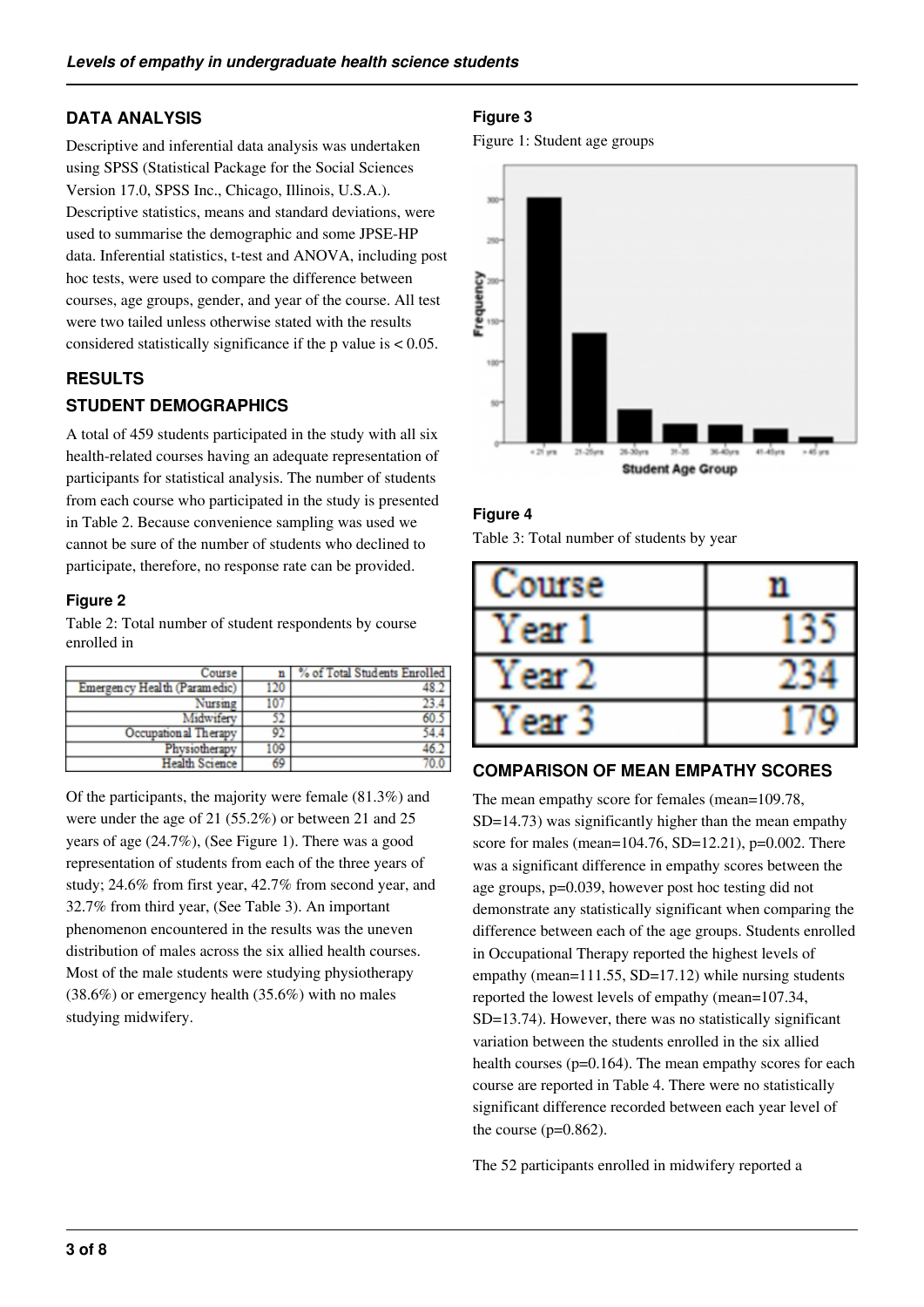## DATA ANALYSIS

Descriptive and inferential data analysis was undertaken using SPSS (Statistical Package for the Social Sciences Version 17.0, SPSS Inc., Chicago, Illinois, U.S.A.). Descriptive statistics, means and standard deviations, were used to summarise the demographic and some JPSE-HP data. Inferential statistics, t-test and ANOVA, including post hoc tests, were used to compare the difference between courses, age groups, gender, and year of the course. All test were two tailed unless otherwise stated with the results considered statistically significance if the p value is < 0.05.

## RESULTS

## STUDENT DEMOGRAPHICS

A total of 459 students participated in the study with all six health-related courses having an adequate representation of participants for statistical analysis. The number of students from each course who participated in the study is presented in Table 2. Because convenience sampling was used we cannot be sure of the number of students who declined to participate, therefore, no response rate can be provided.

### Figure 2

Table 2: Total number of student respondents by course enrolled in

| Course | n | % of Total Students Enrolled |
|---|---|---|
| Emergency Health (Paramedic) | 120 | 48.2 |
| Nursing | 107 | 23.4 |
| Midwifery | 52 | 60.5 |
| Occupational Therapy | 92 | 54.4 |
| Physiotherapy | 109 | 46.2 |
| Health Science | 69 | 70.0 |

Of the participants, the majority were female (81.3%) and were under the age of 21 (55.2%) or between 21 and 25 years of age (24.7%), (See Figure 1). There was a good representation of students from each of the three years of study; 24.6% from first year, 42.7% from second year, and 32.7% from third year, (See Table 3). An important phenomenon encountered in the results was the uneven distribution of males across the six allied health courses. Most of the male students were studying physiotherapy (38.6%) or emergency health (35.6%) with no males studying midwifery.

### Figure 3

Figure 1: Student age groups

### Figure 4

Table 3: Total number of students by year

| Course | n |
|---|---|
| Year 1 | 135 |
| Year 2 | 234 |
| Year 3 | 179 |

## COMPARISON OF MEAN EMPATHY SCORES

The mean empathy score for females (mean=109.78, SD=14.73) was significantly higher than the mean empathy score for males (mean=104.76, SD=12.21), p=0.002. There was a significant difference in empathy scores between the age groups, p=0.039, however post hoc testing did not demonstrate any statistically significant when comparing the difference between each of the age groups. Students enrolled in Occupational Therapy reported the highest levels of empathy (mean=111.55, SD=17.12) while nursing students reported the lowest levels of empathy (mean=107.34, SD=13.74). However, there was no statistically significant variation between the students enrolled in the six allied health courses (p=0.164). The mean empathy scores for each course are reported in Table 4. There were no statistically significant difference recorded between each year level of the course (p=0.862).

The 52 participants enrolled in midwifery reported a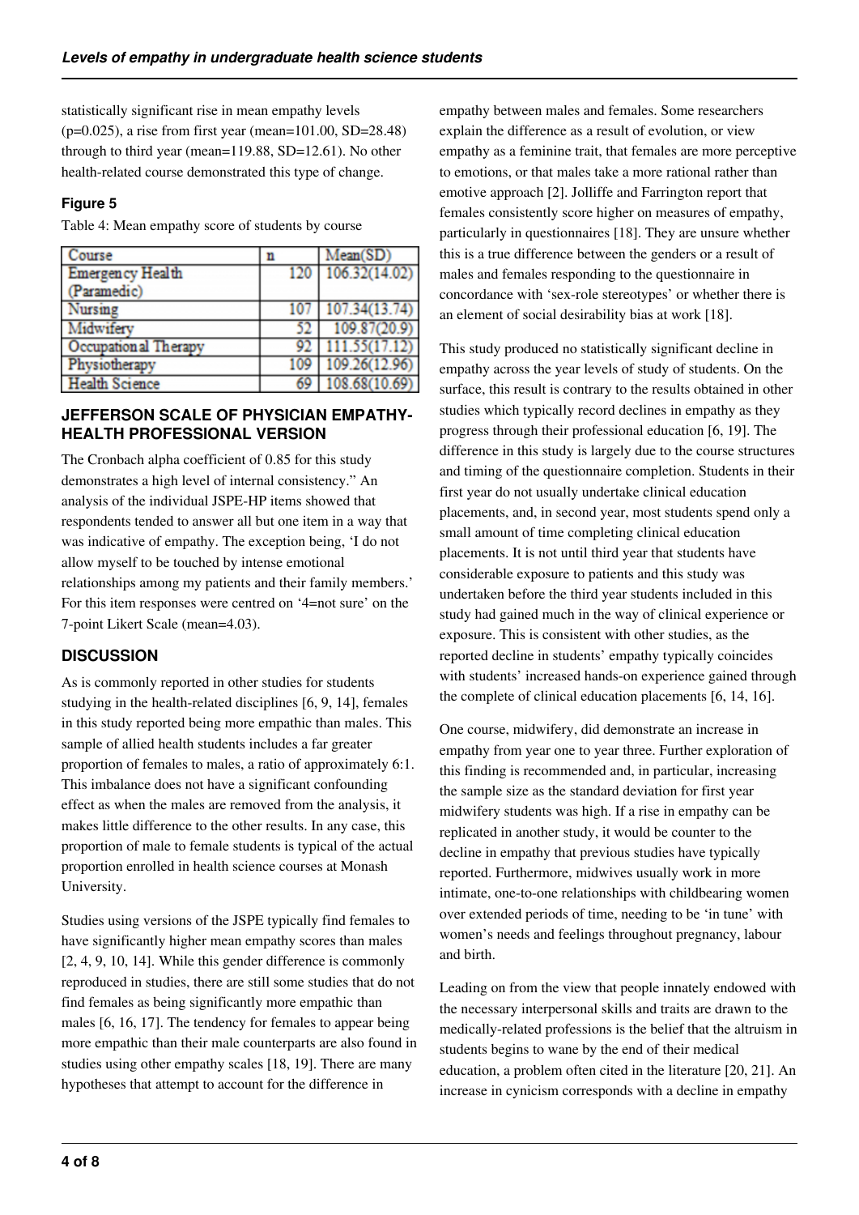statistically significant rise in mean empathy levels ($p=0.025$), a rise from first year (mean=101.00, SD=28.48) through to third year (mean=119.88, SD=12.61). No other health-related course demonstrated this type of change.

### Figure 5

Table 4: Mean empathy score of students by course

| Course | n | Mean(SD) |
|---|---|---|
| Emergency Health (Paramedic) | 120 | 106.32(14.02) |
| Nursing | 107 | 107.34(13.74) |
| Midwifery | 52 | 109.87(20.9) |
| Occupational Therapy | 92 | 111.55(17.12) |
| Physiotherapy | 109 | 109.26(12.96) |
| Health Science | 69 | 108.68(10.69) |

## JEFFERSON SCALE OF PHYSICIAN EMPATHY-HEALTH PROFESSIONAL VERSION

The Cronbach alpha coefficient of 0.85 for this study demonstrates a high level of internal consistency." An analysis of the individual JSPE-HP items showed that respondents tended to answer all but one item in a way that was indicative of empathy. The exception being, 'I do not allow myself to be touched by intense emotional relationships among my patients and their family members.' For this item responses were centred on '4=not sure' on the 7-point Likert Scale (mean=4.03).

## DISCUSSION

As is commonly reported in other studies for students studying in the health-related disciplines [6, 9, 14], females in this study reported being more empathic than males. This sample of allied health students includes a far greater proportion of females to males, a ratio of approximately 6:1. This imbalance does not have a significant confounding effect as when the males are removed from the analysis, it makes little difference to the other results. In any case, this proportion of male to female students is typical of the actual proportion enrolled in health science courses at Monash University.

Studies using versions of the JSPE typically find females to have significantly higher mean empathy scores than males [2, 4, 9, 10, 14]. While this gender difference is commonly reproduced in studies, there are still some studies that do not find females as being significantly more empathic than males [6, 16, 17]. The tendency for females to appear being more empathic than their male counterparts are also found in studies using other empathy scales [18, 19]. There are many hypotheses that attempt to account for the difference in empathy between males and females. Some researchers explain the difference as a result of evolution, or view empathy as a feminine trait, that females are more perceptive to emotions, or that males take a more rational rather than emotive approach [2]. Jolliffe and Farrington report that females consistently score higher on measures of empathy, particularly in questionnaires [18]. They are unsure whether this is a true difference between the genders or a result of males and females responding to the questionnaire in concordance with 'sex-role stereotypes' or whether there is an element of social desirability bias at work [18].

This study produced no statistically significant decline in empathy across the year levels of study of students. On the surface, this result is contrary to the results obtained in other studies which typically record declines in empathy as they progress through their professional education [6, 19]. The difference in this study is largely due to the course structures and timing of the questionnaire completion. Students in their first year do not usually undertake clinical education placements, and, in second year, most students spend only a small amount of time completing clinical education placements. It is not until third year that students have considerable exposure to patients and this study was undertaken before the third year students included in this study had gained much in the way of clinical experience or exposure. This is consistent with other studies, as the reported decline in students' empathy typically coincides with students' increased hands-on experience gained through the complete of clinical education placements [6, 14, 16].

One course, midwifery, did demonstrate an increase in empathy from year one to year three. Further exploration of this finding is recommended and, in particular, increasing the sample size as the standard deviation for first year midwifery students was high. If a rise in empathy can be replicated in another study, it would be counter to the decline in empathy that previous studies have typically reported. Furthermore, midwives usually work in more intimate, one-to-one relationships with childbearing women over extended periods of time, needing to be 'in tune' with women's needs and feelings throughout pregnancy, labour and birth.

Leading on from the view that people innately endowed with the necessary interpersonal skills and traits are drawn to the medically-related professions is the belief that the altruism in students begins to wane by the end of their medical education, a problem often cited in the literature [20, 21]. An increase in cynicism corresponds with a decline in empathy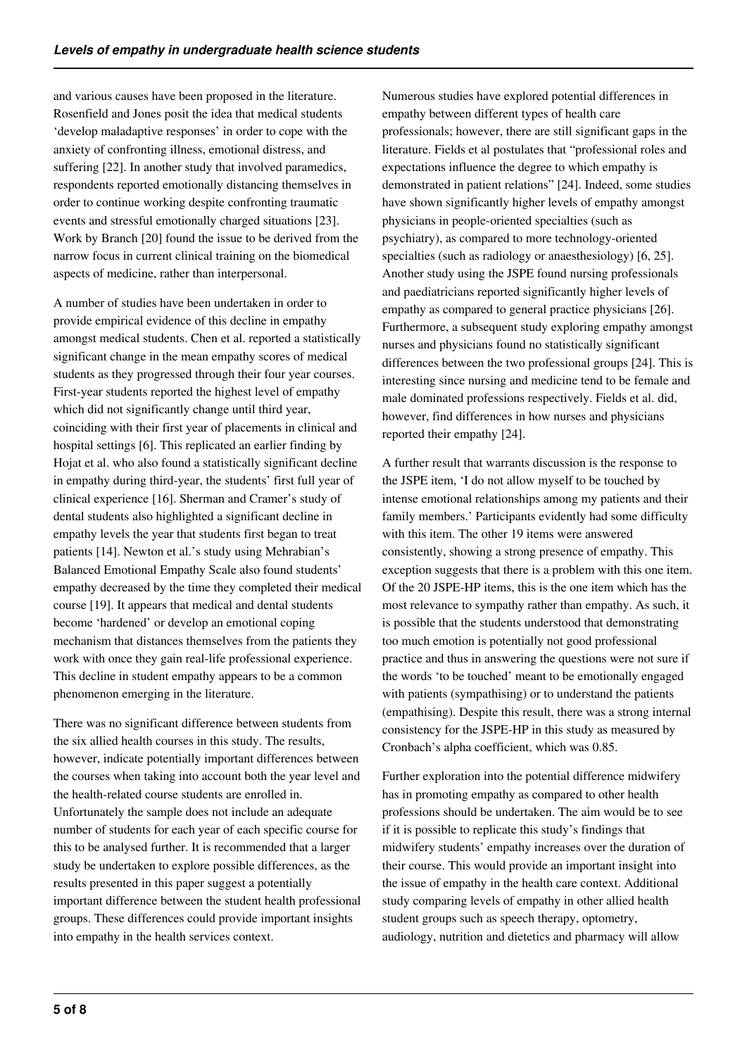and various causes have been proposed in the literature. Rosenfield and Jones posit the idea that medical students 'develop maladaptive responses' in order to cope with the anxiety of confronting illness, emotional distress, and suffering [22]. In another study that involved paramedics, respondents reported emotionally distancing themselves in order to continue working despite confronting traumatic events and stressful emotionally charged situations [23]. Work by Branch [20] found the issue to be derived from the narrow focus in current clinical training on the biomedical aspects of medicine, rather than interpersonal.

A number of studies have been undertaken in order to provide empirical evidence of this decline in empathy amongst medical students. Chen et al. reported a statistically significant change in the mean empathy scores of medical students as they progressed through their four year courses. First-year students reported the highest level of empathy which did not significantly change until third year, coinciding with their first year of placements in clinical and hospital settings [6]. This replicated an earlier finding by Hojat et al. who also found a statistically significant decline in empathy during third-year, the students' first full year of clinical experience [16]. Sherman and Cramer's study of dental students also highlighted a significant decline in empathy levels the year that students first began to treat patients [14]. Newton et al.'s study using Mehrabian's Balanced Emotional Empathy Scale also found students' empathy decreased by the time they completed their medical course [19]. It appears that medical and dental students become 'hardened' or develop an emotional coping mechanism that distances themselves from the patients they work with once they gain real-life professional experience. This decline in student empathy appears to be a common phenomenon emerging in the literature.

There was no significant difference between students from the six allied health courses in this study. The results, however, indicate potentially important differences between the courses when taking into account both the year level and the health-related course students are enrolled in. Unfortunately the sample does not include an adequate number of students for each year of each specific course for this to be analysed further. It is recommended that a larger study be undertaken to explore possible differences, as the results presented in this paper suggest a potentially important difference between the student health professional groups. These differences could provide important insights into empathy in the health services context.

Numerous studies have explored potential differences in empathy between different types of health care professionals; however, there are still significant gaps in the literature. Fields et al postulates that "professional roles and expectations influence the degree to which empathy is demonstrated in patient relations" [24]. Indeed, some studies have shown significantly higher levels of empathy amongst physicians in people-oriented specialties (such as psychiatry), as compared to more technology-oriented specialties (such as radiology or anaesthesiology) [6, 25]. Another study using the JSPE found nursing professionals and paediatricians reported significantly higher levels of empathy as compared to general practice physicians [26]. Furthermore, a subsequent study exploring empathy amongst nurses and physicians found no statistically significant differences between the two professional groups [24]. This is interesting since nursing and medicine tend to be female and male dominated professions respectively. Fields et al. did, however, find differences in how nurses and physicians reported their empathy [24].

A further result that warrants discussion is the response to the JSPE item, 'I do not allow myself to be touched by intense emotional relationships among my patients and their family members.' Participants evidently had some difficulty with this item. The other 19 items were answered consistently, showing a strong presence of empathy. This exception suggests that there is a problem with this one item. Of the 20 JSPE-HP items, this is the one item which has the most relevance to sympathy rather than empathy. As such, it is possible that the students understood that demonstrating too much emotion is potentially not good professional practice and thus in answering the questions were not sure if the words 'to be touched' meant to be emotionally engaged with patients (sympathising) or to understand the patients (empathising). Despite this result, there was a strong internal consistency for the JSPE-HP in this study as measured by Cronbach's alpha coefficient, which was 0.85.

Further exploration into the potential difference midwifery has in promoting empathy as compared to other health professions should be undertaken. The aim would be to see if it is possible to replicate this study's findings that midwifery students' empathy increases over the duration of their course. This would provide an important insight into the issue of empathy in the health care context. Additional study comparing levels of empathy in other allied health student groups such as speech therapy, optometry, audiology, nutrition and dietetics and pharmacy will allow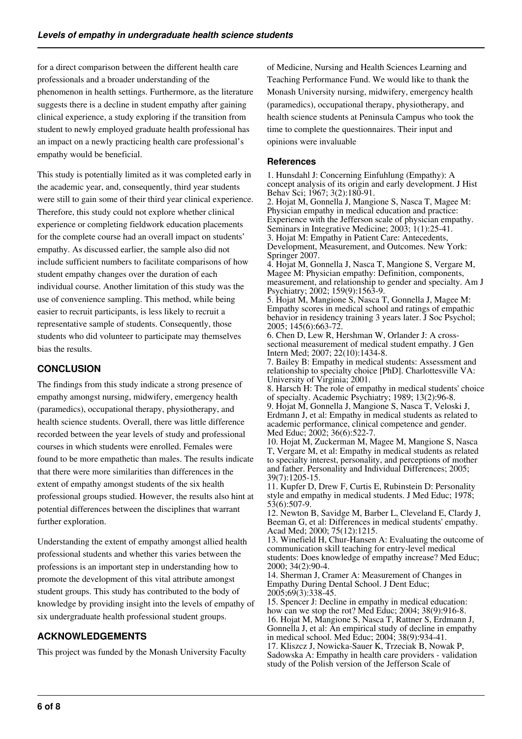for a direct comparison between the different health care professionals and a broader understanding of the phenomenon in health settings. Furthermore, as the literature suggests there is a decline in student empathy after gaining clinical experience, a study exploring if the transition from student to newly employed graduate health professional has an impact on a newly practicing health care professional's empathy would be beneficial.

This study is potentially limited as it was completed early in the academic year, and, consequently, third year students were still to gain some of their third year clinical experience. Therefore, this study could not explore whether clinical experience or completing fieldwork education placements for the complete course had an overall impact on students' empathy. As discussed earlier, the sample also did not include sufficient numbers to facilitate comparisons of how student empathy changes over the duration of each individual course. Another limitation of this study was the use of convenience sampling. This method, while being easier to recruit participants, is less likely to recruit a representative sample of students. Consequently, those students who did volunteer to participate may themselves bias the results.

## CONCLUSION

The findings from this study indicate a strong presence of empathy amongst nursing, midwifery, emergency health (paramedics), occupational therapy, physiotherapy, and health science students. Overall, there was little difference recorded between the year levels of study and professional courses in which students were enrolled. Females were found to be more empathetic than males. The results indicate that there were more similarities than differences in the extent of empathy amongst students of the six health professional groups studied. However, the results also hint at potential differences between the disciplines that warrant further exploration.

Understanding the extent of empathy amongst allied health professional students and whether this varies between the professions is an important step in understanding how to promote the development of this vital attribute amongst student groups. This study has contributed to the body of knowledge by providing insight into the levels of empathy of six undergraduate health professional student groups.

## ACKNOWLEDGEMENTS

This project was funded by the Monash University Faculty of Medicine, Nursing and Health Sciences Learning and Teaching Performance Fund. We would like to thank the Monash University nursing, midwifery, emergency health (paramedics), occupational therapy, physiotherapy, and health science students at Peninsula Campus who took the time to complete the questionnaires. Their input and opinions were invaluable

## References

1. Hunsdahl J: Concerning Einfuhlung (Empathy): A concept analysis of its origin and early development. J Hist Behav Sci; 1967; 3(2):180-91.
2. Hojat M, Gonnella J, Mangione S, Nasca T, Magee M: Physician empathy in medical education and practice: Experience with the Jefferson scale of physician empathy. Seminars in Integrative Medicine; 2003; 1(1):25-41.
3. Hojat M: Empathy in Patient Care: Antecedents, Development, Measurement, and Outcomes. New York: Springer 2007.
4. Hojat M, Gonnella J, Nasca T, Mangione S, Vergare M, Magee M: Physician empathy: Definition, components, measurement, and relationship to gender and specialty. Am J Psychiatry; 2002; 159(9):1563-9.
5. Hojat M, Mangione S, Nasca T, Gonnella J, Magee M: Empathy scores in medical school and ratings of empathic behavior in residency training 3 years later. J Soc Psychol; 2005; 145(6):663-72.
6. Chen D, Lew R, Hershman W, Orlander J: A cross-sectional measurement of medical student empathy. J Gen Intern Med; 2007; 22(10):1434-8.
7. Bailey B: Empathy in medical students: Assessment and relationship to specialty choice [PhD]. Charlottesville VA: University of Virginia; 2001.
8. Harsch H: The role of empathy in medical students' choice of specialty. Academic Psychiatry; 1989; 13(2):96-8.
9. Hojat M, Gonnella J, Mangione S, Nasca T, Veloski J, Erdmann J, et al: Empathy in medical students as related to academic performance, clinical competence and gender. Med Educ; 2002; 36(6):522-7.
10. Hojat M, Zuckerman M, Magee M, Mangione S, Nasca T, Vergare M, et al: Empathy in medical students as related to specialty interest, personality, and perceptions of mother and father. Personality and Individual Differences; 2005; 39(7):1205-15.
11. Kupfer D, Drew F, Curtis E, Rubinstein D: Personality style and empathy in medical students. J Med Educ; 1978; 53(6):507-9.
12. Newton B, Savidge M, Barber L, Cleveland E, Clardy J, Beeman G, et al: Differences in medical students' empathy. Acad Med; 2000; 75(12):1215.
13. Winefield H, Chur-Hansen A: Evaluating the outcome of communication skill teaching for entry-level medical students: Does knowledge of empathy increase? Med Educ; 2000; 34(2):90-4.
14. Sherman J, Cramer A: Measurement of Changes in Empathy During Dental School. J Dent Educ; 2005;69(3):338-45.
15. Spencer J: Decline in empathy in medical education: how can we stop the rot? Med Educ; 2004; 38(9):916-8.
16. Hojat M, Mangione S, Nasca T, Rattner S, Erdmann J, Gonnella J, et al: An empirical study of decline in empathy in medical school. Med Educ; 2004; 38(9):934-41.
17. Kliszcz J, Nowicka-Sauer K, Trzeciak B, Nowak P, Sadowska A: Empathy in health care providers - validation study of the Polish version of the Jefferson Scale of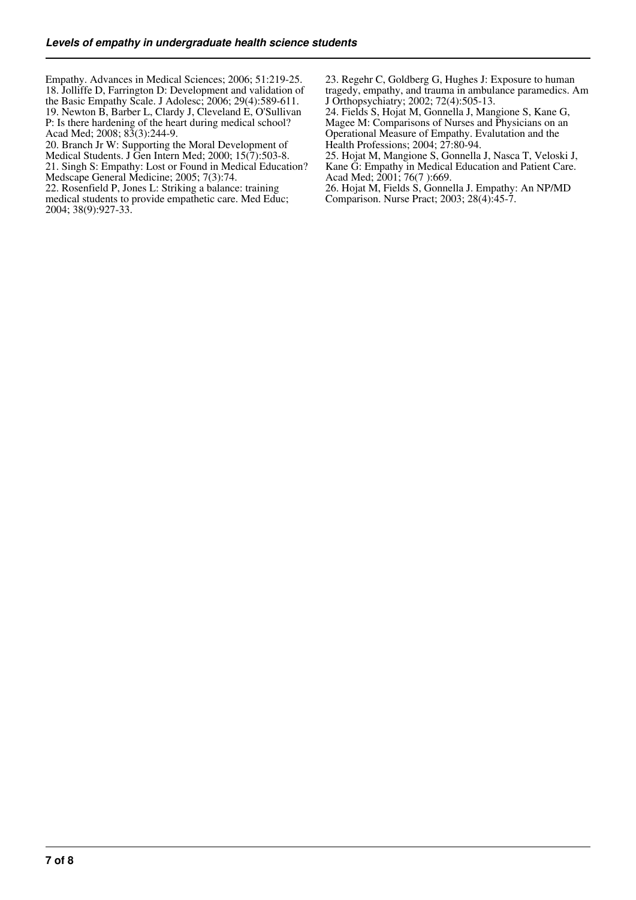Empathy. Advances in Medical Sciences; 2006; 51:219-25.

18. Jolliffe D, Farrington D: Development and validation of the Basic Empathy Scale. J Adolesc; 2006; 29(4):589-611.

19. Newton B, Barber L, Clardy J, Cleveland E, O'Sullivan P: Is there hardening of the heart during medical school? Acad Med; 2008; 83(3):244-9.

20. Branch Jr W: Supporting the Moral Development of Medical Students. J Gen Intern Med; 2000; 15(7):503-8.

21. Singh S: Empathy: Lost or Found in Medical Education? Medscape General Medicine; 2005; 7(3):74.

22. Rosenfield P, Jones L: Striking a balance: training medical students to provide empathetic care. Med Educ; 2004; 38(9):927-33.

23. Regehr C, Goldberg G, Hughes J: Exposure to human tragedy, empathy, and trauma in ambulance paramedics. Am J Orthopsychiatry; 2002; 72(4):505-13.

24. Fields S, Hojat M, Gonnella J, Mangione S, Kane G, Magee M: Comparisons of Nurses and Physicians on an Operational Measure of Empathy. Evalutation and the Health Professions; 2004; 27:80-94.

25. Hojat M, Mangione S, Gonnella J, Nasca T, Veloski J, Kane G: Empathy in Medical Education and Patient Care. Acad Med; 2001; 76(7 ):669.

26. Hojat M, Fields S, Gonnella J. Empathy: An NP/MD Comparison. Nurse Pract; 2003; 28(4):45-7.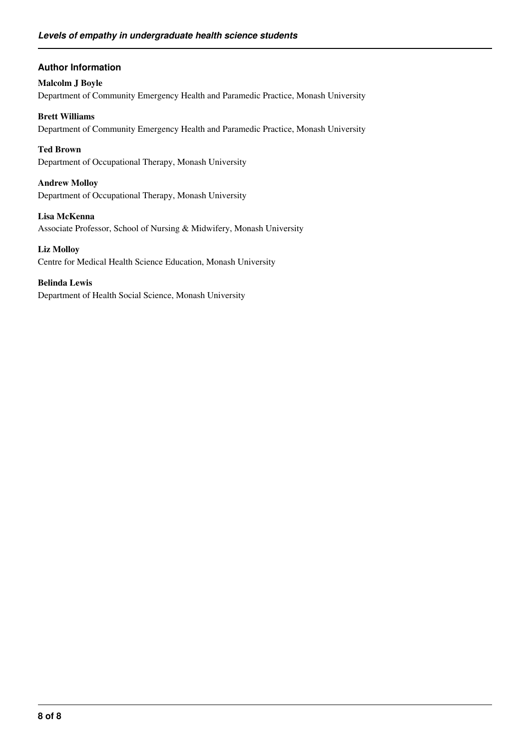## Author Information

**Malcolm J Boyle**
Department of Community Emergency Health and Paramedic Practice, Monash University

**Brett Williams**
Department of Community Emergency Health and Paramedic Practice, Monash University

**Ted Brown**
Department of Occupational Therapy, Monash University

**Andrew Molloy**
Department of Occupational Therapy, Monash University

**Lisa McKenna**
Associate Professor, School of Nursing & Midwifery, Monash University

**Liz Molloy**
Centre for Medical Health Science Education, Monash University

**Belinda Lewis**
Department of Health Social Science, Monash University